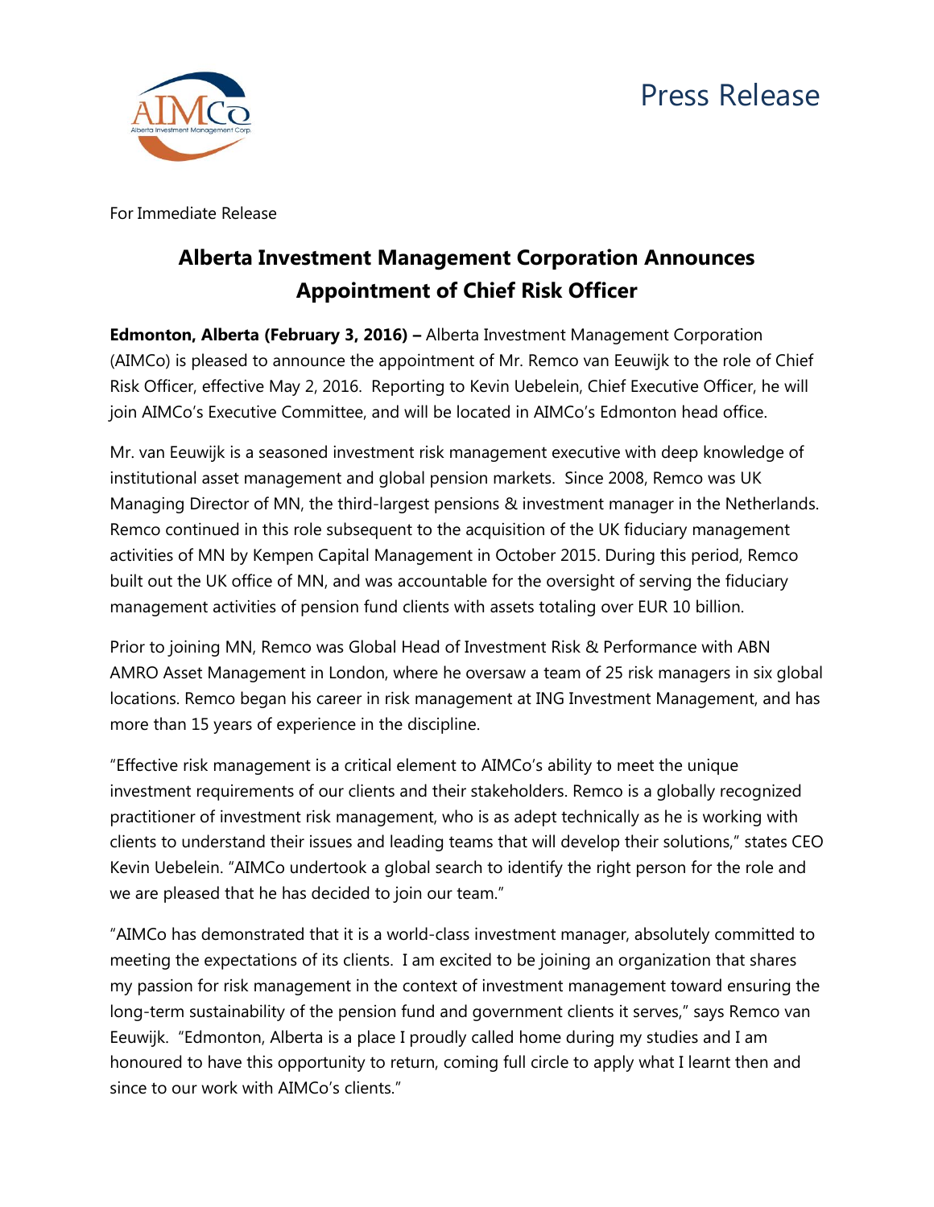Press Release

For Immediate Release

# Alberta Investment Management Corporation Announces Appointment of Chief Risk Officer

**Edmonton, Alberta (February 3, 2016) –** Alberta Investment Management Corporation (AIMCo) is pleased to announce the appointment of Mr. Remco van Eeuwijk to the role of Chief Risk Officer, effective May 2, 2016. Reporting to Kevin Uebelein, Chief Executive Officer, he will join AIMCo's Executive Committee, and will be located in AIMCo's Edmonton head office.

Mr. van Eeuwijk is a seasoned investment risk management executive with deep knowledge of institutional asset management and global pension markets. Since 2008, Remco was UK Managing Director of MN, the third-largest pensions & investment manager in the Netherlands. Remco continued in this role subsequent to the acquisition of the UK fiduciary management activities of MN by Kempen Capital Management in October 2015. During this period, Remco built out the UK office of MN, and was accountable for the oversight of serving the fiduciary management activities of pension fund clients with assets totaling over EUR 10 billion.

Prior to joining MN, Remco was Global Head of Investment Risk & Performance with ABN AMRO Asset Management in London, where he oversaw a team of 25 risk managers in six global locations. Remco began his career in risk management at ING Investment Management, and has more than 15 years of experience in the discipline.

"Effective risk management is a critical element to AIMCo's ability to meet the unique investment requirements of our clients and their stakeholders. Remco is a globally recognized practitioner of investment risk management, who is as adept technically as he is working with clients to understand their issues and leading teams that will develop their solutions," states CEO Kevin Uebelein. "AIMCo undertook a global search to identify the right person for the role and we are pleased that he has decided to join our team."

"AIMCo has demonstrated that it is a world-class investment manager, absolutely committed to meeting the expectations of its clients. I am excited to be joining an organization that shares my passion for risk management in the context of investment management toward ensuring the long-term sustainability of the pension fund and government clients it serves," says Remco van Eeuwijk. "Edmonton, Alberta is a place I proudly called home during my studies and I am honoured to have this opportunity to return, coming full circle to apply what I learnt then and since to our work with AIMCo's clients."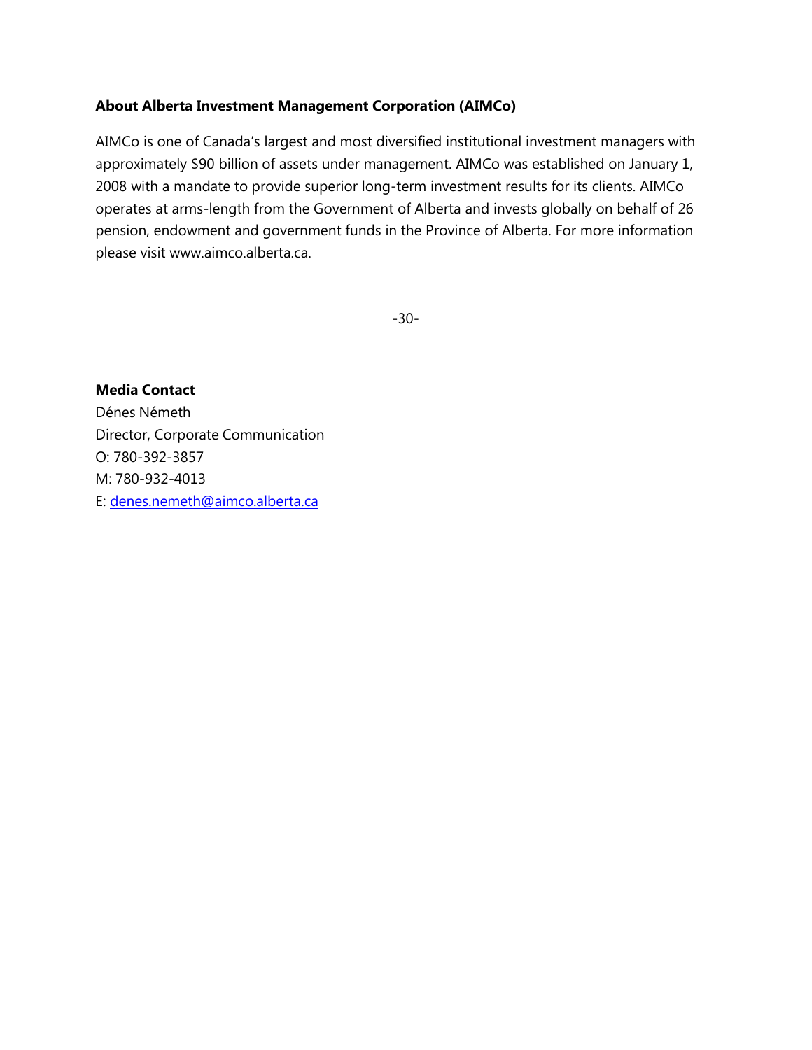### About Alberta Investment Management Corporation (AIMCo)

AIMCo is one of Canada's largest and most diversified institutional investment managers with approximately $90 billion of assets under management. AIMCo was established on January 1, 2008 with a mandate to provide superior long-term investment results for its clients. AIMCo operates at arms-length from the Government of Alberta and invests globally on behalf of 26 pension, endowment and government funds in the Province of Alberta. For more information please visit www.aimco.alberta.ca.

-30-

**Media Contact**
Dénes Németh
Director, Corporate Communication
O: 780-392-3857
M: 780-932-4013
E: denes.nemeth@aimco.alberta.ca